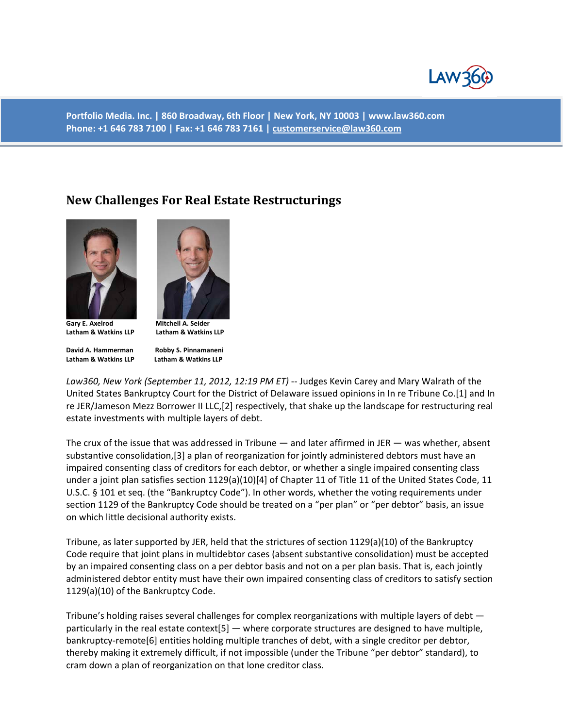Portfolio Media. Inc. | 860 Broadway, 6th Floor | New York, NY 10003 | www.law360.com
Phone: +1 646 783 7100 | Fax: +1 646 783 7161 | customerservice@law360.com

# New Challenges For Real Estate Restructurings

**Gary E. Axelrod**
**Latham & Watkins LLP**

**Mitchell A. Seider**
**Latham & Watkins LLP**

**David A. Hammerman**
**Latham & Watkins LLP**

**Robby S. Pinnamaneni**
**Latham & Watkins LLP**

*Law360, New York (September 11, 2012, 12:19 PM ET)* -- Judges Kevin Carey and Mary Walrath of the United States Bankruptcy Court for the District of Delaware issued opinions in In re Tribune Co.[1] and In re JER/Jameson Mezz Borrower II LLC,[2] respectively, that shake up the landscape for restructuring real estate investments with multiple layers of debt.

The crux of the issue that was addressed in Tribune — and later affirmed in JER — was whether, absent substantive consolidation,[3] a plan of reorganization for jointly administered debtors must have an impaired consenting class of creditors for each debtor, or whether a single impaired consenting class under a joint plan satisfies section 1129(a)(10)[4] of Chapter 11 of Title 11 of the United States Code, 11 U.S.C. § 101 et seq. (the "Bankruptcy Code"). In other words, whether the voting requirements under section 1129 of the Bankruptcy Code should be treated on a "per plan" or "per debtor" basis, an issue on which little decisional authority exists.

Tribune, as later supported by JER, held that the strictures of section 1129(a)(10) of the Bankruptcy Code require that joint plans in multidebtor cases (absent substantive consolidation) must be accepted by an impaired consenting class on a per debtor basis and not on a per plan basis. That is, each jointly administered debtor entity must have their own impaired consenting class of creditors to satisfy section 1129(a)(10) of the Bankruptcy Code.

Tribune's holding raises several challenges for complex reorganizations with multiple layers of debt — particularly in the real estate context[5] — where corporate structures are designed to have multiple, bankruptcy-remote[6] entities holding multiple tranches of debt, with a single creditor per debtor, thereby making it extremely difficult, if not impossible (under the Tribune "per debtor" standard), to cram down a plan of reorganization on that lone creditor class.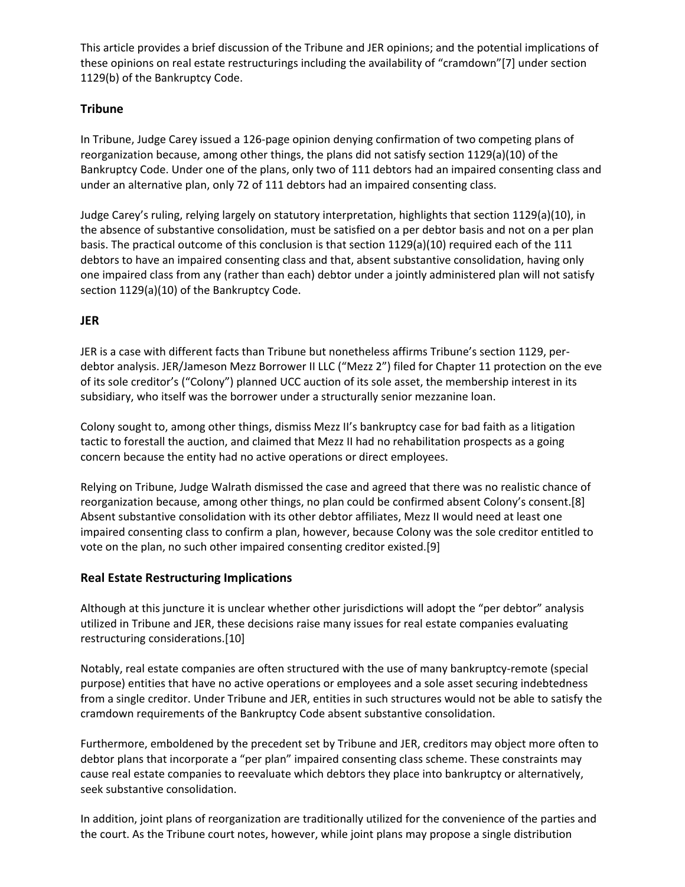This article provides a brief discussion of the Tribune and JER opinions; and the potential implications of these opinions on real estate restructurings including the availability of "cramdown"[7] under section 1129(b) of the Bankruptcy Code.

## Tribune

In Tribune, Judge Carey issued a 126-page opinion denying confirmation of two competing plans of reorganization because, among other things, the plans did not satisfy section 1129(a)(10) of the Bankruptcy Code. Under one of the plans, only two of 111 debtors had an impaired consenting class and under an alternative plan, only 72 of 111 debtors had an impaired consenting class.

Judge Carey's ruling, relying largely on statutory interpretation, highlights that section 1129(a)(10), in the absence of substantive consolidation, must be satisfied on a per debtor basis and not on a per plan basis. The practical outcome of this conclusion is that section 1129(a)(10) required each of the 111 debtors to have an impaired consenting class and that, absent substantive consolidation, having only one impaired class from any (rather than each) debtor under a jointly administered plan will not satisfy section 1129(a)(10) of the Bankruptcy Code.

## JER

JER is a case with different facts than Tribune but nonetheless affirms Tribune's section 1129, per-debtor analysis. JER/Jameson Mezz Borrower II LLC ("Mezz 2") filed for Chapter 11 protection on the eve of its sole creditor's ("Colony") planned UCC auction of its sole asset, the membership interest in its subsidiary, who itself was the borrower under a structurally senior mezzanine loan.

Colony sought to, among other things, dismiss Mezz II's bankruptcy case for bad faith as a litigation tactic to forestall the auction, and claimed that Mezz II had no rehabilitation prospects as a going concern because the entity had no active operations or direct employees.

Relying on Tribune, Judge Walrath dismissed the case and agreed that there was no realistic chance of reorganization because, among other things, no plan could be confirmed absent Colony's consent.[8] Absent substantive consolidation with its other debtor affiliates, Mezz II would need at least one impaired consenting class to confirm a plan, however, because Colony was the sole creditor entitled to vote on the plan, no such other impaired consenting creditor existed.[9]

## Real Estate Restructuring Implications

Although at this juncture it is unclear whether other jurisdictions will adopt the "per debtor" analysis utilized in Tribune and JER, these decisions raise many issues for real estate companies evaluating restructuring considerations.[10]

Notably, real estate companies are often structured with the use of many bankruptcy-remote (special purpose) entities that have no active operations or employees and a sole asset securing indebtedness from a single creditor. Under Tribune and JER, entities in such structures would not be able to satisfy the cramdown requirements of the Bankruptcy Code absent substantive consolidation.

Furthermore, emboldened by the precedent set by Tribune and JER, creditors may object more often to debtor plans that incorporate a "per plan" impaired consenting class scheme. These constraints may cause real estate companies to reevaluate which debtors they place into bankruptcy or alternatively, seek substantive consolidation.

In addition, joint plans of reorganization are traditionally utilized for the convenience of the parties and the court. As the Tribune court notes, however, while joint plans may propose a single distribution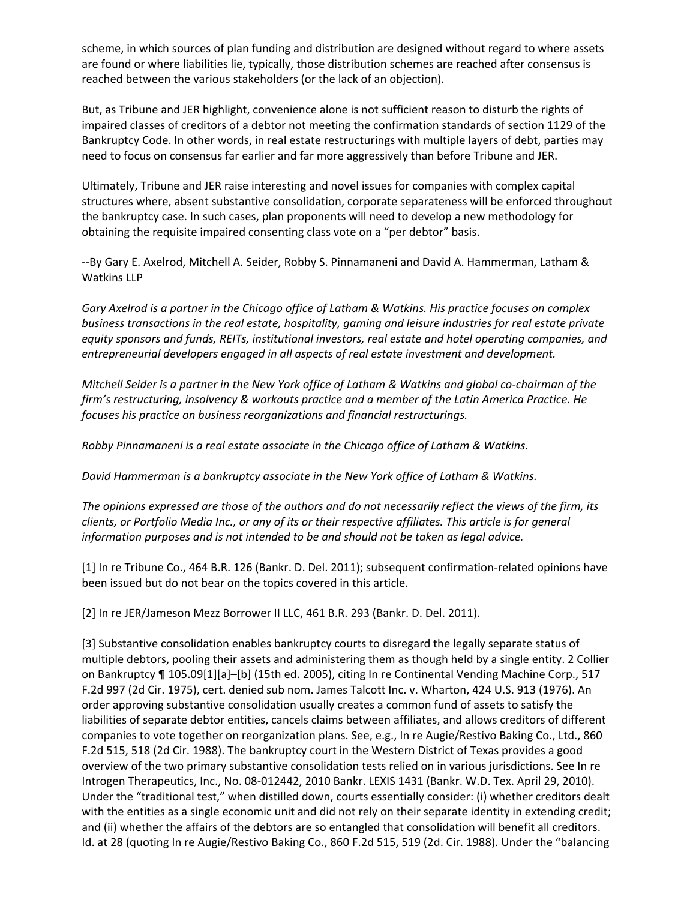scheme, in which sources of plan funding and distribution are designed without regard to where assets are found or where liabilities lie, typically, those distribution schemes are reached after consensus is reached between the various stakeholders (or the lack of an objection).

But, as Tribune and JER highlight, convenience alone is not sufficient reason to disturb the rights of impaired classes of creditors of a debtor not meeting the confirmation standards of section 1129 of the Bankruptcy Code. In other words, in real estate restructurings with multiple layers of debt, parties may need to focus on consensus far earlier and far more aggressively than before Tribune and JER.

Ultimately, Tribune and JER raise interesting and novel issues for companies with complex capital structures where, absent substantive consolidation, corporate separateness will be enforced throughout the bankruptcy case. In such cases, plan proponents will need to develop a new methodology for obtaining the requisite impaired consenting class vote on a "per debtor" basis.

--By Gary E. Axelrod, Mitchell A. Seider, Robby S. Pinnamaneni and David A. Hammerman, Latham & Watkins LLP

*Gary Axelrod is a partner in the Chicago office of Latham & Watkins. His practice focuses on complex business transactions in the real estate, hospitality, gaming and leisure industries for real estate private equity sponsors and funds, REITs, institutional investors, real estate and hotel operating companies, and entrepreneurial developers engaged in all aspects of real estate investment and development.*

*Mitchell Seider is a partner in the New York office of Latham & Watkins and global co-chairman of the firm's restructuring, insolvency & workouts practice and a member of the Latin America Practice. He focuses his practice on business reorganizations and financial restructurings.*

*Robby Pinnamaneni is a real estate associate in the Chicago office of Latham & Watkins.*

*David Hammerman is a bankruptcy associate in the New York office of Latham & Watkins.*

*The opinions expressed are those of the authors and do not necessarily reflect the views of the firm, its clients, or Portfolio Media Inc., or any of its or their respective affiliates. This article is for general information purposes and is not intended to be and should not be taken as legal advice.*

[1] In re Tribune Co., 464 B.R. 126 (Bankr. D. Del. 2011); subsequent confirmation-related opinions have been issued but do not bear on the topics covered in this article.

[2] In re JER/Jameson Mezz Borrower II LLC, 461 B.R. 293 (Bankr. D. Del. 2011).

[3] Substantive consolidation enables bankruptcy courts to disregard the legally separate status of multiple debtors, pooling their assets and administering them as though held by a single entity. 2 Collier on Bankruptcy ¶ 105.09[1][a]–[b] (15th ed. 2005), citing In re Continental Vending Machine Corp., 517 F.2d 997 (2d Cir. 1975), cert. denied sub nom. James Talcott Inc. v. Wharton, 424 U.S. 913 (1976). An order approving substantive consolidation usually creates a common fund of assets to satisfy the liabilities of separate debtor entities, cancels claims between affiliates, and allows creditors of different companies to vote together on reorganization plans. See, e.g., In re Augie/Restivo Baking Co., Ltd., 860 F.2d 515, 518 (2d Cir. 1988). The bankruptcy court in the Western District of Texas provides a good overview of the two primary substantive consolidation tests relied on in various jurisdictions. See In re Introgen Therapeutics, Inc., No. 08-012442, 2010 Bankr. LEXIS 1431 (Bankr. W.D. Tex. April 29, 2010). Under the "traditional test," when distilled down, courts essentially consider: (i) whether creditors dealt with the entities as a single economic unit and did not rely on their separate identity in extending credit; and (ii) whether the affairs of the debtors are so entangled that consolidation will benefit all creditors. Id. at 28 (quoting In re Augie/Restivo Baking Co., 860 F.2d 515, 519 (2d. Cir. 1988). Under the "balancing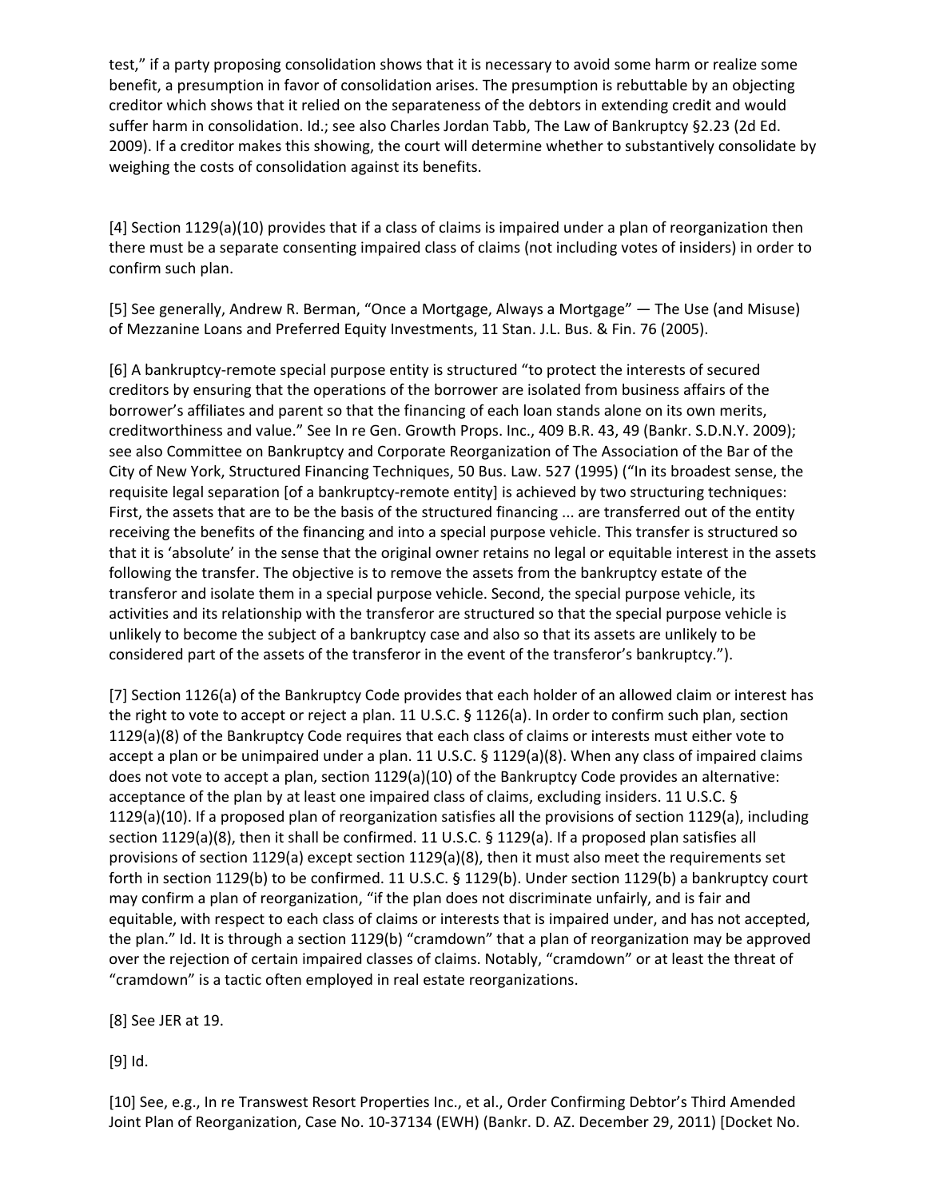test," if a party proposing consolidation shows that it is necessary to avoid some harm or realize some benefit, a presumption in favor of consolidation arises. The presumption is rebuttable by an objecting creditor which shows that it relied on the separateness of the debtors in extending credit and would suffer harm in consolidation. Id.; see also Charles Jordan Tabb, The Law of Bankruptcy §2.23 (2d Ed. 2009). If a creditor makes this showing, the court will determine whether to substantively consolidate by weighing the costs of consolidation against its benefits.

[4] Section 1129(a)(10) provides that if a class of claims is impaired under a plan of reorganization then there must be a separate consenting impaired class of claims (not including votes of insiders) in order to confirm such plan.

[5] See generally, Andrew R. Berman, "Once a Mortgage, Always a Mortgage" — The Use (and Misuse) of Mezzanine Loans and Preferred Equity Investments, 11 Stan. J.L. Bus. & Fin. 76 (2005).

[6] A bankruptcy-remote special purpose entity is structured "to protect the interests of secured creditors by ensuring that the operations of the borrower are isolated from business affairs of the borrower's affiliates and parent so that the financing of each loan stands alone on its own merits, creditworthiness and value." See In re Gen. Growth Props. Inc., 409 B.R. 43, 49 (Bankr. S.D.N.Y. 2009); see also Committee on Bankruptcy and Corporate Reorganization of The Association of the Bar of the City of New York, Structured Financing Techniques, 50 Bus. Law. 527 (1995) ("In its broadest sense, the requisite legal separation [of a bankruptcy-remote entity] is achieved by two structuring techniques: First, the assets that are to be the basis of the structured financing ... are transferred out of the entity receiving the benefits of the financing and into a special purpose vehicle. This transfer is structured so that it is 'absolute' in the sense that the original owner retains no legal or equitable interest in the assets following the transfer. The objective is to remove the assets from the bankruptcy estate of the transferor and isolate them in a special purpose vehicle. Second, the special purpose vehicle, its activities and its relationship with the transferor are structured so that the special purpose vehicle is unlikely to become the subject of a bankruptcy case and also so that its assets are unlikely to be considered part of the assets of the transferor in the event of the transferor's bankruptcy.").

[7] Section 1126(a) of the Bankruptcy Code provides that each holder of an allowed claim or interest has the right to vote to accept or reject a plan. 11 U.S.C. § 1126(a). In order to confirm such plan, section 1129(a)(8) of the Bankruptcy Code requires that each class of claims or interests must either vote to accept a plan or be unimpaired under a plan. 11 U.S.C. § 1129(a)(8). When any class of impaired claims does not vote to accept a plan, section 1129(a)(10) of the Bankruptcy Code provides an alternative: acceptance of the plan by at least one impaired class of claims, excluding insiders. 11 U.S.C. § 1129(a)(10). If a proposed plan of reorganization satisfies all the provisions of section 1129(a), including section 1129(a)(8), then it shall be confirmed. 11 U.S.C. § 1129(a). If a proposed plan satisfies all provisions of section 1129(a) except section 1129(a)(8), then it must also meet the requirements set forth in section 1129(b) to be confirmed. 11 U.S.C. § 1129(b). Under section 1129(b) a bankruptcy court may confirm a plan of reorganization, "if the plan does not discriminate unfairly, and is fair and equitable, with respect to each class of claims or interests that is impaired under, and has not accepted, the plan." Id. It is through a section 1129(b) "cramdown" that a plan of reorganization may be approved over the rejection of certain impaired classes of claims. Notably, "cramdown" or at least the threat of "cramdown" is a tactic often employed in real estate reorganizations.

[8] See JER at 19.

[9] Id.

[10] See, e.g., In re Transwest Resort Properties Inc., et al., Order Confirming Debtor's Third Amended Joint Plan of Reorganization, Case No. 10-37134 (EWH) (Bankr. D. AZ. December 29, 2011) [Docket No.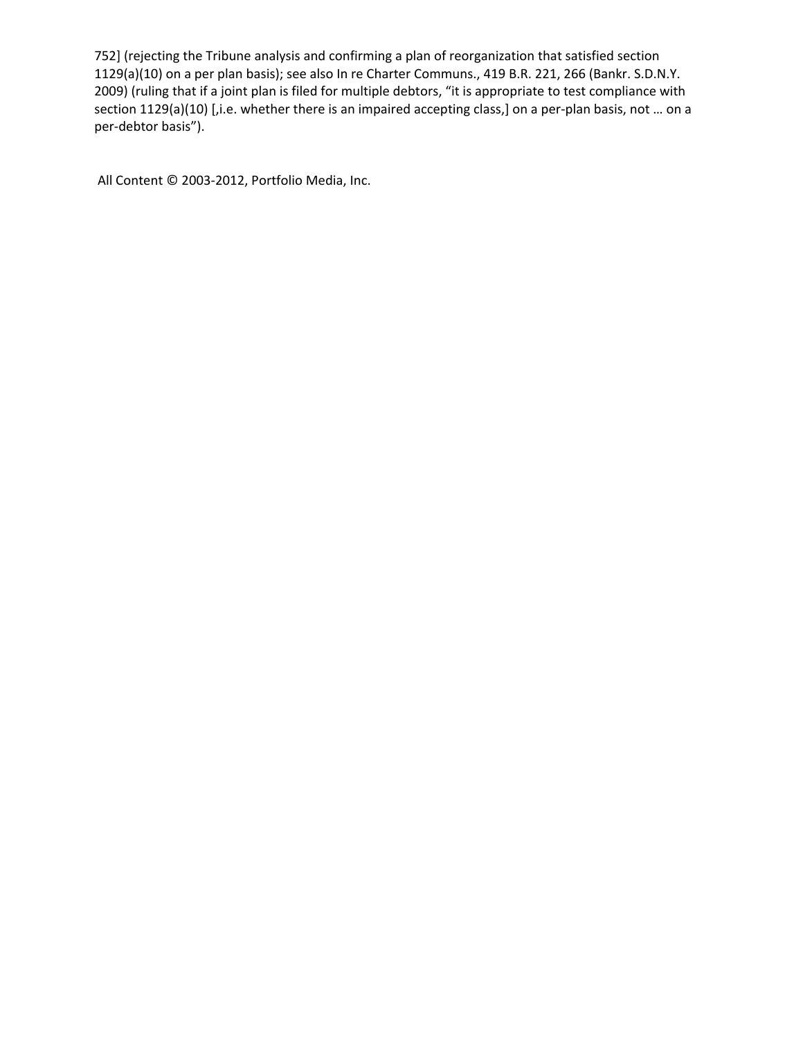752] (rejecting the Tribune analysis and confirming a plan of reorganization that satisfied section 1129(a)(10) on a per plan basis); see also In re Charter Communs., 419 B.R. 221, 266 (Bankr. S.D.N.Y. 2009) (ruling that if a joint plan is filed for multiple debtors, "it is appropriate to test compliance with section 1129(a)(10) [,i.e. whether there is an impaired accepting class,] on a per-plan basis, not … on a per-debtor basis").

All Content © 2003-2012, Portfolio Media, Inc.